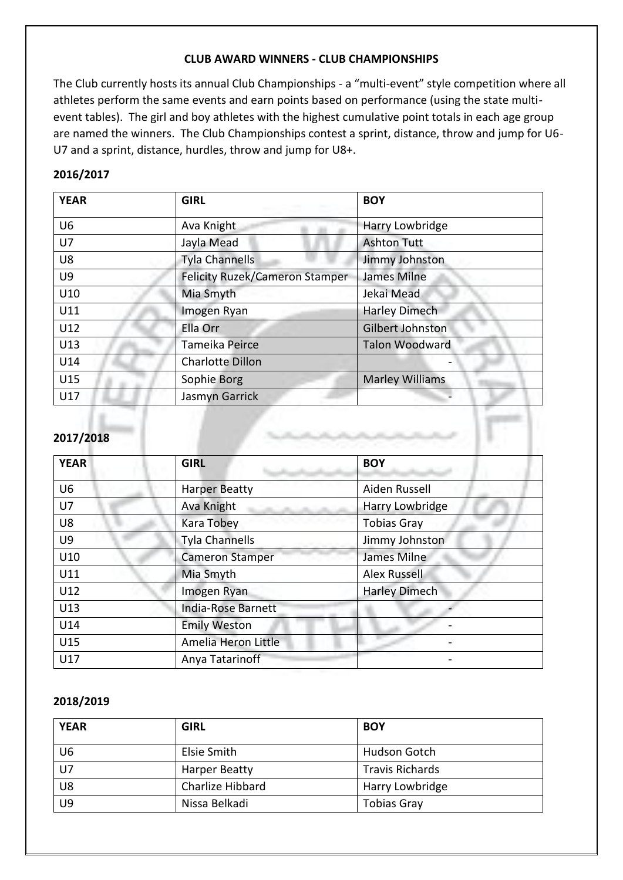**CLUB AWARD WINNERS - CLUB CHAMPIONSHIPS**

The Club currently hosts its annual Club Championships - a "multi-event" style competition where all athletes perform the same events and earn points based on performance (using the state multi-event tables). The girl and boy athletes with the highest cumulative point totals in each age group are named the winners. The Club Championships contest a sprint, distance, throw and jump for U6-U7 and a sprint, distance, hurdles, throw and jump for U8+.

**2016/2017**

| YEAR | GIRL | BOY |
|---|---|---|
| U6 | Ava Knight | Harry Lowbridge |
| U7 | Jayla Mead | Ashton Tutt |
| U8 | Tyla Channells | Jimmy Johnston |
| U9 | Felicity Ruzek/Cameron Stamper | James Milne |
| U10 | Mia Smyth | Jekai Mead |
| U11 | Imogen Ryan | Harley Dimech |
| U12 | Ella Orr | Gilbert Johnston |
| U13 | Tameika Peirce | Talon Woodward |
| U14 | Charlotte Dillon | - |
| U15 | Sophie Borg | Marley Williams |
| U17 | Jasmyn Garrick | - |

**2017/2018**

| YEAR | GIRL | BOY |
|---|---|---|
| U6 | Harper Beatty | Aiden Russell |
| U7 | Ava Knight | Harry Lowbridge |
| U8 | Kara Tobey | Tobias Gray |
| U9 | Tyla Channells | Jimmy Johnston |
| U10 | Cameron Stamper | James Milne |
| U11 | Mia Smyth | Alex Russell |
| U12 | Imogen Ryan | Harley Dimech |
| U13 | India-Rose Barnett | - |
| U14 | Emily Weston | - |
| U15 | Amelia Heron Little | - |
| U17 | Anya Tatarinoff | - |

**2018/2019**

| YEAR | GIRL | BOY |
|---|---|---|
| U6 | Elsie Smith | Hudson Gotch |
| U7 | Harper Beatty | Travis Richards |
| U8 | Charlize Hibbard | Harry Lowbridge |
| U9 | Nissa Belkadi | Tobias Gray |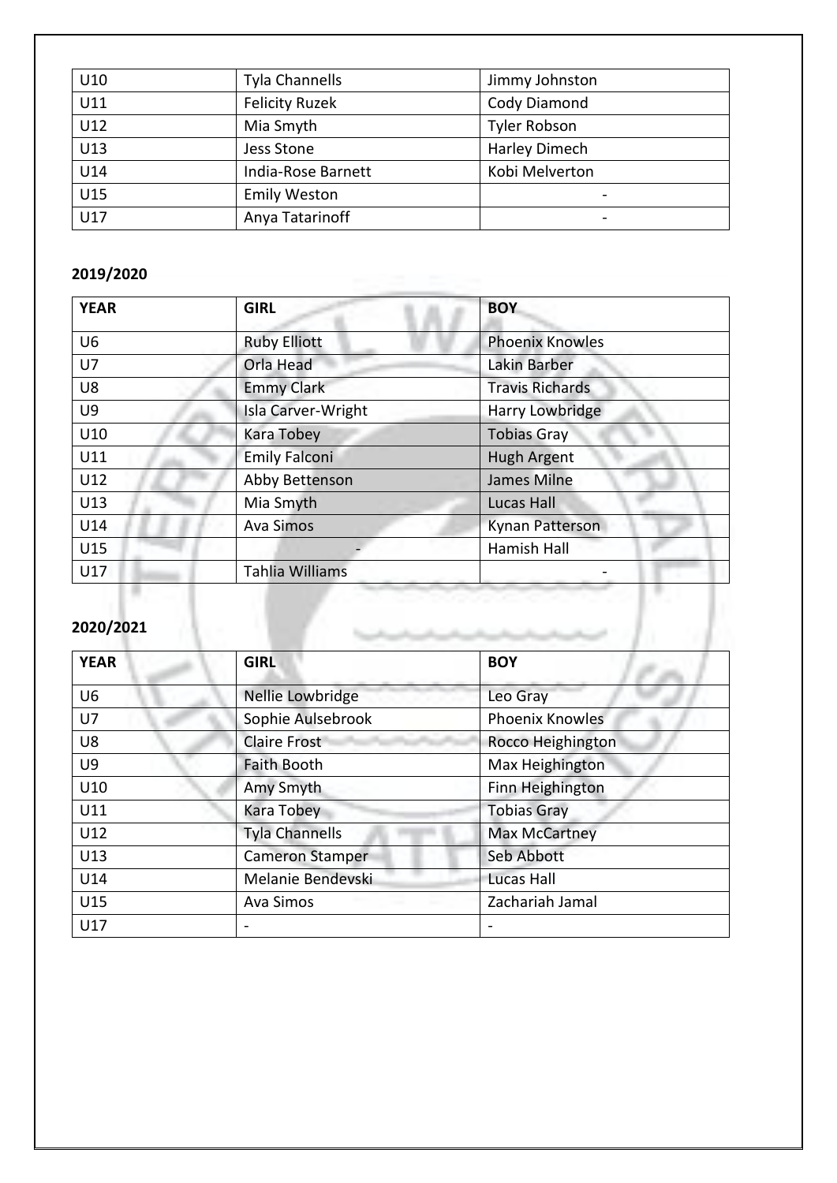| | | |
|---|---|---|
| U10 | Tyla Channells | Jimmy Johnston |
| U11 | Felicity Ruzek | Cody Diamond |
| U12 | Mia Smyth | Tyler Robson |
| U13 | Jess Stone | Harley Dimech |
| U14 | India-Rose Barnett | Kobi Melverton |
| U15 | Emily Weston | - |
| U17 | Anya Tatarinoff | - |

**2019/2020**

| YEAR | GIRL | BOY |
|---|---|---|
| U6 | Ruby Elliott | Phoenix Knowles |
| U7 | Orla Head | Lakin Barber |
| U8 | Emmy Clark | Travis Richards |
| U9 | Isla Carver-Wright | Harry Lowbridge |
| U10 | Kara Tobey | Tobias Gray |
| U11 | Emily Falconi | Hugh Argent |
| U12 | Abby Bettenson | James Milne |
| U13 | Mia Smyth | Lucas Hall |
| U14 | Ava Simos | Kynan Patterson |
| U15 | - | Hamish Hall |
| U17 | Tahlia Williams | - |

**2020/2021**

| YEAR | GIRL | BOY |
|---|---|---|
| U6 | Nellie Lowbridge | Leo Gray |
| U7 | Sophie Aulsebrook | Phoenix Knowles |
| U8 | Claire Frost | Rocco Heighington |
| U9 | Faith Booth | Max Heighington |
| U10 | Amy Smyth | Finn Heighington |
| U11 | Kara Tobey | Tobias Gray |
| U12 | Tyla Channells | Max McCartney |
| U13 | Cameron Stamper | Seb Abbott |
| U14 | Melanie Bendevski | Lucas Hall |
| U15 | Ava Simos | Zachariah Jamal |
| U17 | - | - |